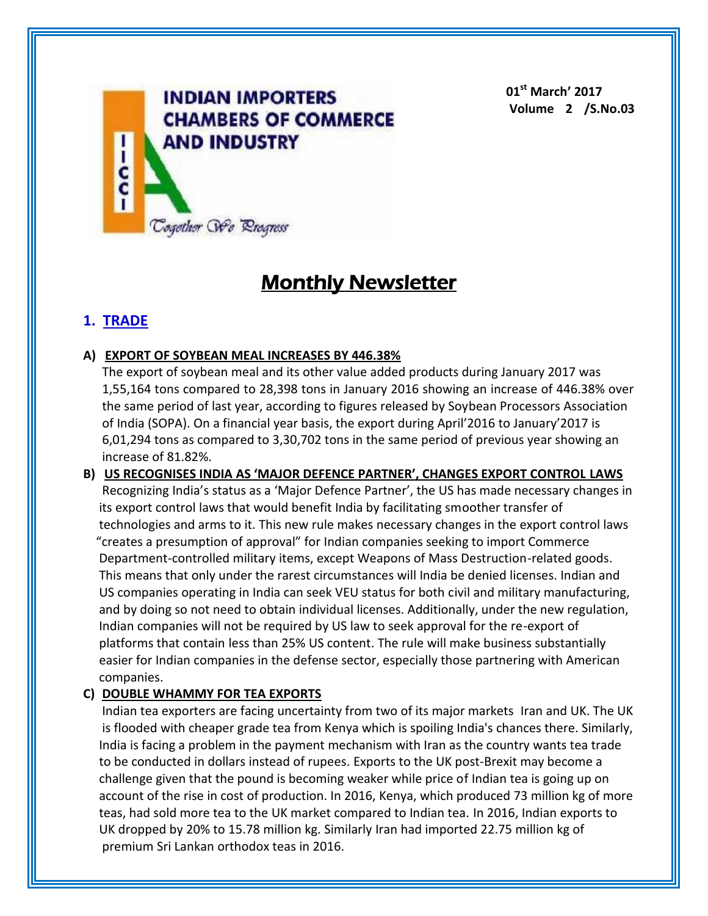**INDIAN IMPORTERS CHAMBERS OF COMMERCE AND INDUSTRY**

IICCI

*Together We Progress*

**01st March' 2017**
**Volume 2 /S.No.03**

# Monthly Newsletter

## 1. TRADE

### A) EXPORT OF SOYBEAN MEAL INCREASES BY 446.38%

The export of soybean meal and its other value added products during January 2017 was 1,55,164 tons compared to 28,398 tons in January 2016 showing an increase of 446.38% over the same period of last year, according to figures released by Soybean Processors Association of India (SOPA). On a financial year basis, the export during April'2016 to January'2017 is 6,01,294 tons as compared to 3,30,702 tons in the same period of previous year showing an increase of 81.82%.

### B) US RECOGNISES INDIA AS 'MAJOR DEFENCE PARTNER', CHANGES EXPORT CONTROL LAWS

Recognizing India's status as a 'Major Defence Partner', the US has made necessary changes in its export control laws that would benefit India by facilitating smoother transfer of technologies and arms to it. This new rule makes necessary changes in the export control laws "creates a presumption of approval" for Indian companies seeking to import Commerce Department-controlled military items, except Weapons of Mass Destruction-related goods. This means that only under the rarest circumstances will India be denied licenses. Indian and US companies operating in India can seek VEU status for both civil and military manufacturing, and by doing so not need to obtain individual licenses. Additionally, under the new regulation, Indian companies will not be required by US law to seek approval for the re-export of platforms that contain less than 25% US content. The rule will make business substantially easier for Indian companies in the defense sector, especially those partnering with American companies.

### C) DOUBLE WHAMMY FOR TEA EXPORTS

Indian tea exporters are facing uncertainty from two of its major markets Iran and UK. The UK is flooded with cheaper grade tea from Kenya which is spoiling India's chances there. Similarly, India is facing a problem in the payment mechanism with Iran as the country wants tea trade to be conducted in dollars instead of rupees. Exports to the UK post-Brexit may become a challenge given that the pound is becoming weaker while price of Indian tea is going up on account of the rise in cost of production. In 2016, Kenya, which produced 73 million kg of more teas, had sold more tea to the UK market compared to Indian tea. In 2016, Indian exports to UK dropped by 20% to 15.78 million kg. Similarly Iran had imported 22.75 million kg of premium Sri Lankan orthodox teas in 2016.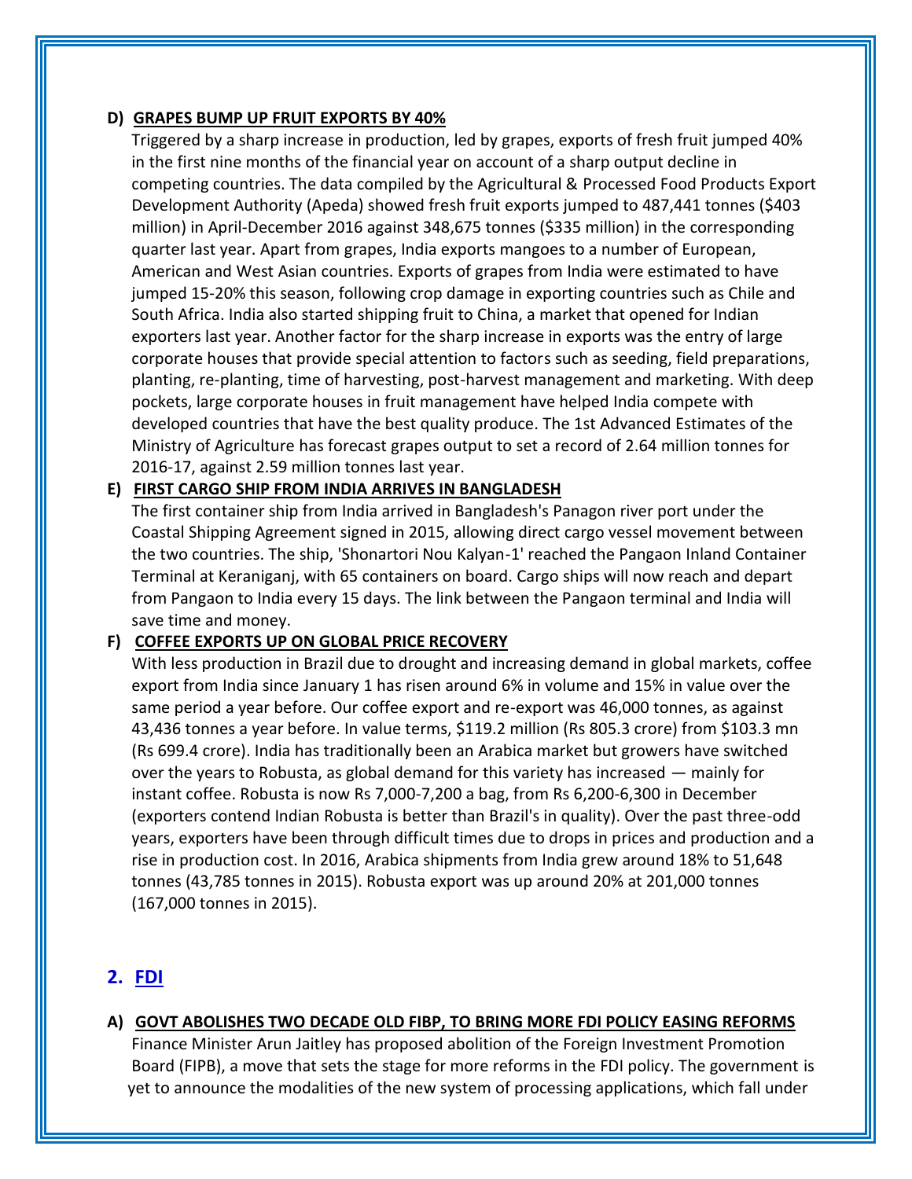### D) GRAPES BUMP UP FRUIT EXPORTS BY 40%

Triggered by a sharp increase in production, led by grapes, exports of fresh fruit jumped 40% in the first nine months of the financial year on account of a sharp output decline in competing countries. The data compiled by the Agricultural & Processed Food Products Export Development Authority (Apeda) showed fresh fruit exports jumped to 487,441 tonnes ($403 million) in April-December 2016 against 348,675 tonnes ($335 million) in the corresponding quarter last year. Apart from grapes, India exports mangoes to a number of European, American and West Asian countries. Exports of grapes from India were estimated to have jumped 15-20% this season, following crop damage in exporting countries such as Chile and South Africa. India also started shipping fruit to China, a market that opened for Indian exporters last year. Another factor for the sharp increase in exports was the entry of large corporate houses that provide special attention to factors such as seeding, field preparations, planting, re-planting, time of harvesting, post-harvest management and marketing. With deep pockets, large corporate houses in fruit management have helped India compete with developed countries that have the best quality produce. The 1st Advanced Estimates of the Ministry of Agriculture has forecast grapes output to set a record of 2.64 million tonnes for 2016-17, against 2.59 million tonnes last year.

### E) FIRST CARGO SHIP FROM INDIA ARRIVES IN BANGLADESH

The first container ship from India arrived in Bangladesh's Panagon river port under the Coastal Shipping Agreement signed in 2015, allowing direct cargo vessel movement between the two countries. The ship, 'Shonartori Nou Kalyan-1' reached the Pangaon Inland Container Terminal at Keraniganj, with 65 containers on board. Cargo ships will now reach and depart from Pangaon to India every 15 days. The link between the Pangaon terminal and India will save time and money.

### F) COFFEE EXPORTS UP ON GLOBAL PRICE RECOVERY

With less production in Brazil due to drought and increasing demand in global markets, coffee export from India since January 1 has risen around 6% in volume and 15% in value over the same period a year before. Our coffee export and re-export was 46,000 tonnes, as against 43,436 tonnes a year before. In value terms, $119.2 million (Rs 805.3 crore) from $103.3 mn (Rs 699.4 crore). India has traditionally been an Arabica market but growers have switched over the years to Robusta, as global demand for this variety has increased — mainly for instant coffee. Robusta is now Rs 7,000-7,200 a bag, from Rs 6,200-6,300 in December (exporters contend Indian Robusta is better than Brazil's in quality). Over the past three-odd years, exporters have been through difficult times due to drops in prices and production and a rise in production cost. In 2016, Arabica shipments from India grew around 18% to 51,648 tonnes (43,785 tonnes in 2015). Robusta export was up around 20% at 201,000 tonnes (167,000 tonnes in 2015).

## 2. FDI

### A) GOVT ABOLISHES TWO DECADE OLD FIBP, TO BRING MORE FDI POLICY EASING REFORMS

Finance Minister Arun Jaitley has proposed abolition of the Foreign Investment Promotion Board (FIPB), a move that sets the stage for more reforms in the FDI policy. The government is yet to announce the modalities of the new system of processing applications, which fall under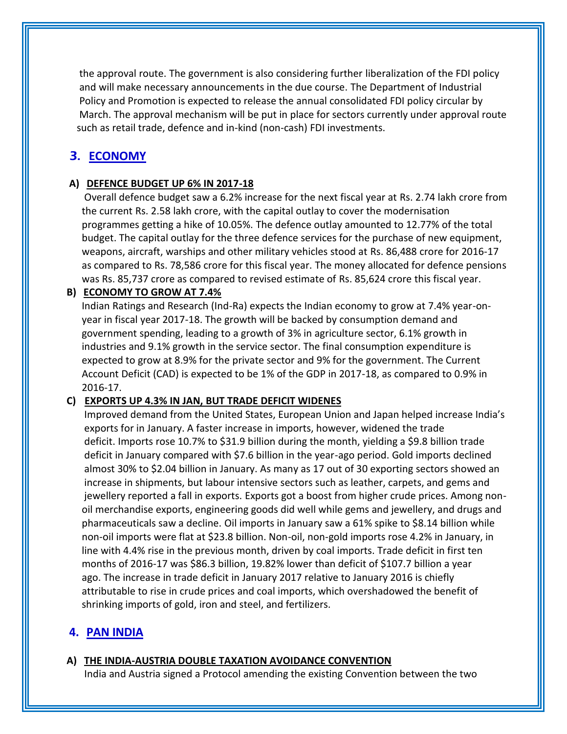the approval route. The government is also considering further liberalization of the FDI policy and will make necessary announcements in the due course. The Department of Industrial Policy and Promotion is expected to release the annual consolidated FDI policy circular by March. The approval mechanism will be put in place for sectors currently under approval route such as retail trade, defence and in-kind (non-cash) FDI investments.

## 3. ECONOMY

### A) DEFENCE BUDGET UP 6% IN 2017-18

Overall defence budget saw a 6.2% increase for the next fiscal year at Rs. 2.74 lakh crore from the current Rs. 2.58 lakh crore, with the capital outlay to cover the modernisation programmes getting a hike of 10.05%. The defence outlay amounted to 12.77% of the total budget. The capital outlay for the three defence services for the purchase of new equipment, weapons, aircraft, warships and other military vehicles stood at Rs. 86,488 crore for 2016-17 as compared to Rs. 78,586 crore for this fiscal year. The money allocated for defence pensions was Rs. 85,737 crore as compared to revised estimate of Rs. 85,624 crore this fiscal year.

### B) ECONOMY TO GROW AT 7.4%

Indian Ratings and Research (Ind-Ra) expects the Indian economy to grow at 7.4% year-on-year in fiscal year 2017-18. The growth will be backed by consumption demand and government spending, leading to a growth of 3% in agriculture sector, 6.1% growth in industries and 9.1% growth in the service sector. The final consumption expenditure is expected to grow at 8.9% for the private sector and 9% for the government. The Current Account Deficit (CAD) is expected to be 1% of the GDP in 2017-18, as compared to 0.9% in 2016-17.

### C) EXPORTS UP 4.3% IN JAN, BUT TRADE DEFICIT WIDENES

Improved demand from the United States, European Union and Japan helped increase India's exports for in January. A faster increase in imports, however, widened the trade deficit. Imports rose 10.7% to $31.9 billion during the month, yielding a $9.8 billion trade deficit in January compared with $7.6 billion in the year-ago period. Gold imports declined almost 30% to $2.04 billion in January. As many as 17 out of 30 exporting sectors showed an increase in shipments, but labour intensive sectors such as leather, carpets, and gems and jewellery reported a fall in exports. Exports got a boost from higher crude prices. Among non-oil merchandise exports, engineering goods did well while gems and jewellery, and drugs and pharmaceuticals saw a decline. Oil imports in January saw a 61% spike to $8.14 billion while non-oil imports were flat at $23.8 billion. Non-oil, non-gold imports rose 4.2% in January, in line with 4.4% rise in the previous month, driven by coal imports. Trade deficit in first ten months of 2016-17 was $86.3 billion, 19.82% lower than deficit of $107.7 billion a year ago. The increase in trade deficit in January 2017 relative to January 2016 is chiefly attributable to rise in crude prices and coal imports, which overshadowed the benefit of shrinking imports of gold, iron and steel, and fertilizers.

## 4. PAN INDIA

### A) THE INDIA-AUSTRIA DOUBLE TAXATION AVOIDANCE CONVENTION

India and Austria signed a Protocol amending the existing Convention between the two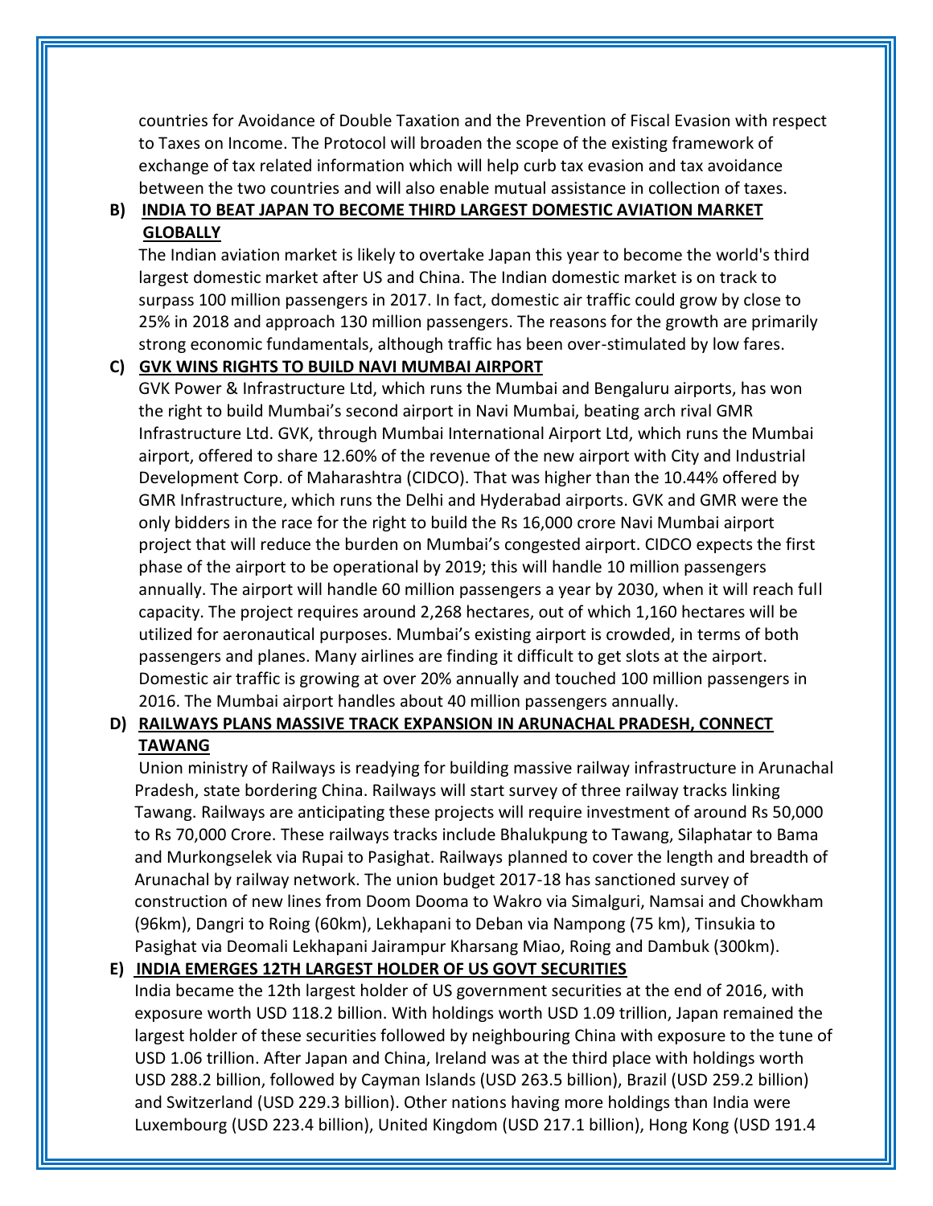countries for Avoidance of Double Taxation and the Prevention of Fiscal Evasion with respect to Taxes on Income. The Protocol will broaden the scope of the existing framework of exchange of tax related information which will help curb tax evasion and tax avoidance between the two countries and will also enable mutual assistance in collection of taxes.

**B) INDIA TO BEAT JAPAN TO BECOME THIRD LARGEST DOMESTIC AVIATION MARKET GLOBALLY**

The Indian aviation market is likely to overtake Japan this year to become the world's third largest domestic market after US and China. The Indian domestic market is on track to surpass 100 million passengers in 2017. In fact, domestic air traffic could grow by close to 25% in 2018 and approach 130 million passengers. The reasons for the growth are primarily strong economic fundamentals, although traffic has been over-stimulated by low fares.

**C) GVK WINS RIGHTS TO BUILD NAVI MUMBAI AIRPORT**

GVK Power & Infrastructure Ltd, which runs the Mumbai and Bengaluru airports, has won the right to build Mumbai's second airport in Navi Mumbai, beating arch rival GMR Infrastructure Ltd. GVK, through Mumbai International Airport Ltd, which runs the Mumbai airport, offered to share 12.60% of the revenue of the new airport with City and Industrial Development Corp. of Maharashtra (CIDCO). That was higher than the 10.44% offered by GMR Infrastructure, which runs the Delhi and Hyderabad airports. GVK and GMR were the only bidders in the race for the right to build the Rs 16,000 crore Navi Mumbai airport project that will reduce the burden on Mumbai's congested airport. CIDCO expects the first phase of the airport to be operational by 2019; this will handle 10 million passengers annually. The airport will handle 60 million passengers a year by 2030, when it will reach full capacity. The project requires around 2,268 hectares, out of which 1,160 hectares will be utilized for aeronautical purposes. Mumbai's existing airport is crowded, in terms of both passengers and planes. Many airlines are finding it difficult to get slots at the airport. Domestic air traffic is growing at over 20% annually and touched 100 million passengers in 2016. The Mumbai airport handles about 40 million passengers annually.

**D) RAILWAYS PLANS MASSIVE TRACK EXPANSION IN ARUNACHAL PRADESH, CONNECT TAWANG**

Union ministry of Railways is readying for building massive railway infrastructure in Arunachal Pradesh, state bordering China. Railways will start survey of three railway tracks linking Tawang. Railways are anticipating these projects will require investment of around Rs 50,000 to Rs 70,000 Crore. These railways tracks include Bhalukpung to Tawang, Silaphatar to Bama and Murkongselek via Rupai to Pasighat. Railways planned to cover the length and breadth of Arunachal by railway network. The union budget 2017-18 has sanctioned survey of construction of new lines from Doom Dooma to Wakro via Simalguri, Namsai and Chowkham (96km), Dangri to Roing (60km), Lekhapani to Deban via Nampong (75 km), Tinsukia to Pasighat via Deomali Lekhapani Jairampur Kharsang Miao, Roing and Dambuk (300km).

**E) INDIA EMERGES 12TH LARGEST HOLDER OF US GOVT SECURITIES**

India became the 12th largest holder of US government securities at the end of 2016, with exposure worth USD 118.2 billion. With holdings worth USD 1.09 trillion, Japan remained the largest holder of these securities followed by neighbouring China with exposure to the tune of USD 1.06 trillion. After Japan and China, Ireland was at the third place with holdings worth USD 288.2 billion, followed by Cayman Islands (USD 263.5 billion), Brazil (USD 259.2 billion) and Switzerland (USD 229.3 billion). Other nations having more holdings than India were Luxembourg (USD 223.4 billion), United Kingdom (USD 217.1 billion), Hong Kong (USD 191.4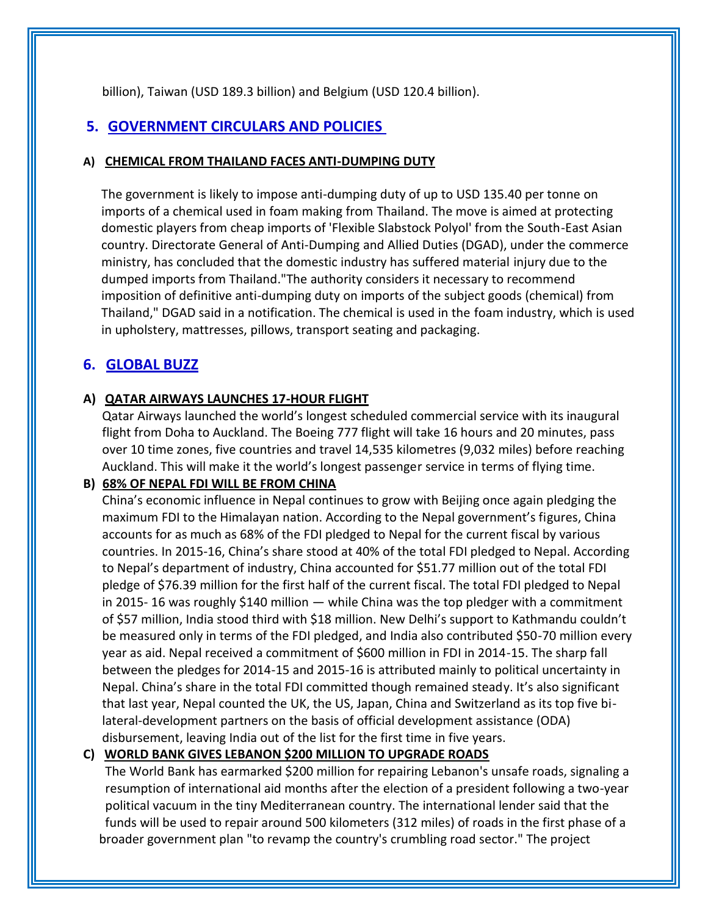billion), Taiwan (USD 189.3 billion) and Belgium (USD 120.4 billion).

## 5. GOVERNMENT CIRCULARS AND POLICIES

### A) CHEMICAL FROM THAILAND FACES ANTI-DUMPING DUTY

The government is likely to impose anti-dumping duty of up to USD 135.40 per tonne on imports of a chemical used in foam making from Thailand. The move is aimed at protecting domestic players from cheap imports of 'Flexible Slabstock Polyol' from the South-East Asian country. Directorate General of Anti-Dumping and Allied Duties (DGAD), under the commerce ministry, has concluded that the domestic industry has suffered material injury due to the dumped imports from Thailand."The authority considers it necessary to recommend imposition of definitive anti-dumping duty on imports of the subject goods (chemical) from Thailand," DGAD said in a notification. The chemical is used in the foam industry, which is used in upholstery, mattresses, pillows, transport seating and packaging.

## 6. GLOBAL BUZZ

### A) QATAR AIRWAYS LAUNCHES 17-HOUR FLIGHT

Qatar Airways launched the world's longest scheduled commercial service with its inaugural flight from Doha to Auckland. The Boeing 777 flight will take 16 hours and 20 minutes, pass over 10 time zones, five countries and travel 14,535 kilometres (9,032 miles) before reaching Auckland. This will make it the world's longest passenger service in terms of flying time.

### B) 68% OF NEPAL FDI WILL BE FROM CHINA

China's economic influence in Nepal continues to grow with Beijing once again pledging the maximum FDI to the Himalayan nation. According to the Nepal government's figures, China accounts for as much as 68% of the FDI pledged to Nepal for the current fiscal by various countries. In 2015-16, China's share stood at 40% of the total FDI pledged to Nepal. According to Nepal's department of industry, China accounted for $51.77 million out of the total FDI pledge of $76.39 million for the first half of the current fiscal. The total FDI pledged to Nepal in 2015- 16 was roughly $140 million — while China was the top pledger with a commitment of $57 million, India stood third with $18 million. New Delhi's support to Kathmandu couldn't be measured only in terms of the FDI pledged, and India also contributed $50-70 million every year as aid. Nepal received a commitment of $600 million in FDI in 2014-15. The sharp fall between the pledges for 2014-15 and 2015-16 is attributed mainly to political uncertainty in Nepal. China's share in the total FDI committed though remained steady. It's also significant that last year, Nepal counted the UK, the US, Japan, China and Switzerland as its top five bi-lateral-development partners on the basis of official development assistance (ODA) disbursement, leaving India out of the list for the first time in five years.

### C) WORLD BANK GIVES LEBANON $200 MILLION TO UPGRADE ROADS

The World Bank has earmarked $200 million for repairing Lebanon's unsafe roads, signaling a resumption of international aid months after the election of a president following a two-year political vacuum in the tiny Mediterranean country. The international lender said that the funds will be used to repair around 500 kilometers (312 miles) of roads in the first phase of a broader government plan "to revamp the country's crumbling road sector." The project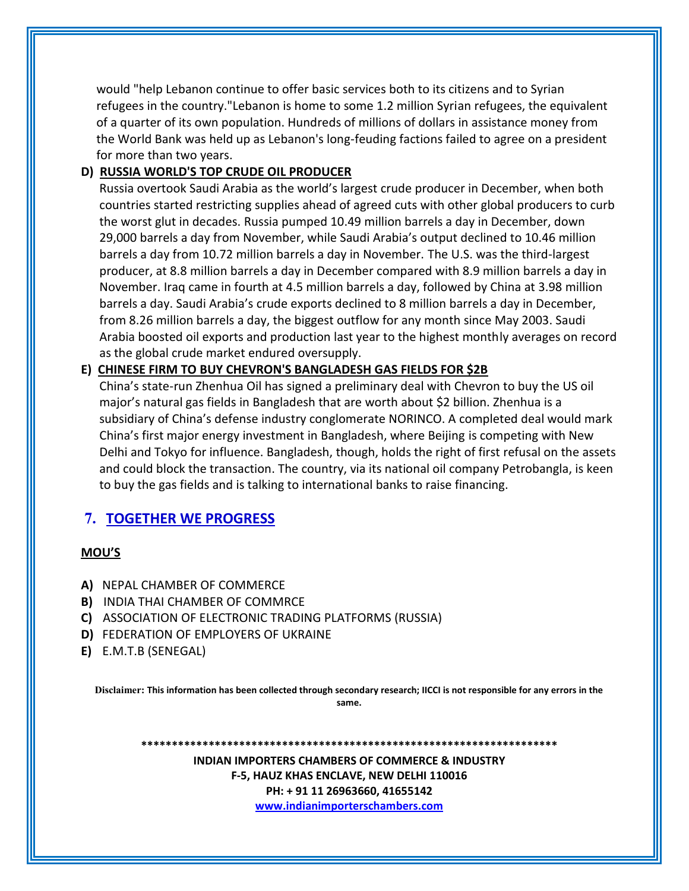would "help Lebanon continue to offer basic services both to its citizens and to Syrian refugees in the country."Lebanon is home to some 1.2 million Syrian refugees, the equivalent of a quarter of its own population. Hundreds of millions of dollars in assistance money from the World Bank was held up as Lebanon's long-feuding factions failed to agree on a president for more than two years.

**D) RUSSIA WORLD'S TOP CRUDE OIL PRODUCER**

Russia overtook Saudi Arabia as the world's largest crude producer in December, when both countries started restricting supplies ahead of agreed cuts with other global producers to curb the worst glut in decades. Russia pumped 10.49 million barrels a day in December, down 29,000 barrels a day from November, while Saudi Arabia's output declined to 10.46 million barrels a day from 10.72 million barrels a day in November. The U.S. was the third-largest producer, at 8.8 million barrels a day in December compared with 8.9 million barrels a day in November. Iraq came in fourth at 4.5 million barrels a day, followed by China at 3.98 million barrels a day. Saudi Arabia's crude exports declined to 8 million barrels a day in December, from 8.26 million barrels a day, the biggest outflow for any month since May 2003. Saudi Arabia boosted oil exports and production last year to the highest monthly averages on record as the global crude market endured oversupply.

**E) CHINESE FIRM TO BUY CHEVRON'S BANGLADESH GAS FIELDS FOR $2B**

China's state-run Zhenhua Oil has signed a preliminary deal with Chevron to buy the US oil major's natural gas fields in Bangladesh that are worth about $2 billion. Zhenhua is a subsidiary of China's defense industry conglomerate NORINCO. A completed deal would mark China's first major energy investment in Bangladesh, where Beijing is competing with New Delhi and Tokyo for influence. Bangladesh, though, holds the right of first refusal on the assets and could block the transaction. The country, via its national oil company Petrobangla, is keen to buy the gas fields and is talking to international banks to raise financing.

## 7. TOGETHER WE PROGRESS

**MOU'S**

- **A)** NEPAL CHAMBER OF COMMERCE
- **B)** INDIA THAI CHAMBER OF COMMRCE
- **C)** ASSOCIATION OF ELECTRONIC TRADING PLATFORMS (RUSSIA)
- **D)** FEDERATION OF EMPLOYERS OF UKRAINE
- **E)** E.M.T.B (SENEGAL)

**Disclaimer: This information has been collected through secondary research; IICCI is not responsible for any errors in the same.**

**********************************************************************

**INDIAN IMPORTERS CHAMBERS OF COMMERCE & INDUSTRY**
**F-5, HAUZ KHAS ENCLAVE, NEW DELHI 110016**
**PH: + 91 11 26963660, 41655142**
**www.indianimporterschambers.com**